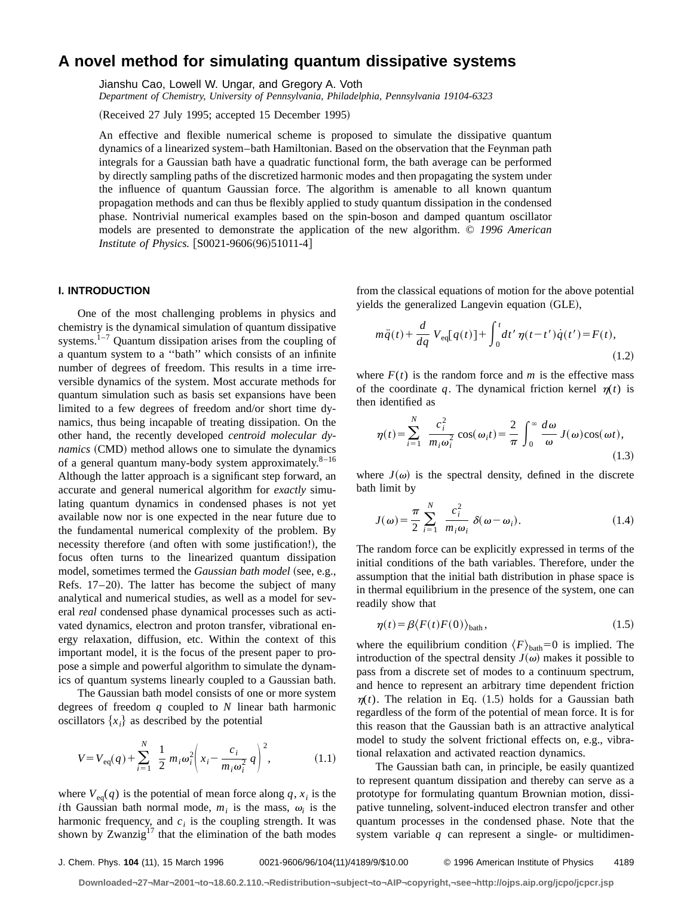# A novel method for simulating quantum dissipative systems

Jianshu Cao, Lowell W. Ungar, and Gregory A. Voth

*Department of Chemistry, University of Pennsylvania, Philadelphia, Pennsylvania 19104-6323*

(Received 27 July 1995; accepted 15 December 1995)

An effective and flexible numerical scheme is proposed to simulate the dissipative quantum dynamics of a linearized system–bath Hamiltonian. Based on the observation that the Feynman path integrals for a Gaussian bath have a quadratic functional form, the bath average can be performed by directly sampling paths of the discretized harmonic modes and then propagating the system under the influence of quantum Gaussian force. The algorithm is amenable to all known quantum propagation methods and can thus be flexibly applied to study quantum dissipation in the condensed phase. Nontrivial numerical examples based on the spin-boson and damped quantum oscillator models are presented to demonstrate the application of the new algorithm. © *1996 American Institute of Physics.* [S0021-9606(96)51011-4]

## I. INTRODUCTION

One of the most challenging problems in physics and chemistry is the dynamical simulation of quantum dissipative systems.[1–7] Quantum dissipation arises from the coupling of a quantum system to a "bath" which consists of an infinite number of degrees of freedom. This results in a time irreversible dynamics of the system. Most accurate methods for quantum simulation such as basis set expansions have been limited to a few degrees of freedom and/or short time dynamics, thus being incapable of treating dissipation. On the other hand, the recently developed *centroid molecular dynamics* (CMD) method allows one to simulate the dynamics of a general quantum many-body system approximately.[8–16] Although the latter approach is a significant step forward, an accurate and general numerical algorithm for *exactly* simulating quantum dynamics in condensed phases is not yet available now nor is one expected in the near future due to the fundamental numerical complexity of the problem. By necessity therefore (and often with some justification!), the focus often turns to the linearized quantum dissipation model, sometimes termed the *Gaussian bath model* (see, e.g., Refs. 17–20). The latter has become the subject of many analytical and numerical studies, as well as a model for several *real* condensed phase dynamical processes such as activated dynamics, electron and proton transfer, vibrational energy relaxation, diffusion, etc. Within the context of this important model, it is the focus of the present paper to propose a simple and powerful algorithm to simulate the dynamics of quantum systems linearly coupled to a Gaussian bath.

The Gaussian bath model consists of one or more system degrees of freedom $q$ coupled to $N$ linear bath harmonic oscillators $\{x_i\}$ as described by the potential

$$V = V_{\mathrm{eq}}(q) + \sum_{i=1}^{N} \frac{1}{2} m_i \omega_i^2 \left( x_i - \frac{c_i}{m_i \omega_i^2} q \right)^2, \tag{1.1}$$

where $V_{\mathrm{eq}}(q)$ is the potential of mean force along $q$, $x_i$ is the $i$th Gaussian bath normal mode, $m_i$ is the mass, $\omega_i$ is the harmonic frequency, and $c_i$ is the coupling strength. It was shown by Zwanzig[17] that the elimination of the bath modes from the classical equations of motion for the above potential yields the generalized Langevin equation (GLE),

$$m\ddot{q}(t) + \frac{d}{dq} V_{\mathrm{eq}}[q(t)] + \int_0^t dt' \, \eta(t-t') \dot{q}(t') = F(t), \tag{1.2}$$

where $F(t)$ is the random force and $m$ is the effective mass of the coordinate $q$. The dynamical friction kernel $\eta(t)$ is then identified as

$$\eta(t) = \sum_{i=1}^{N} \frac{c_i^2}{m_i \omega_i^2} \cos(\omega_i t) = \frac{2}{\pi} \int_0^\infty \frac{d\omega}{\omega} J(\omega) \cos(\omega t), \tag{1.3}$$

where $J(\omega)$ is the spectral density, defined in the discrete bath limit by

$$J(\omega) = \frac{\pi}{2} \sum_{i=1}^{N} \frac{c_i^2}{m_i \omega_i} \delta(\omega - \omega_i). \tag{1.4}$$

The random force can be explicitly expressed in terms of the initial conditions of the bath variables. Therefore, under the assumption that the initial bath distribution in phase space is in thermal equilibrium in the presence of the system, one can readily show that

$$\eta(t) = \beta \langle F(t) F(0) \rangle_{\mathrm{bath}}, \tag{1.5}$$

where the equilibrium condition $\langle F \rangle_{\mathrm{bath}} = 0$ is implied. The introduction of the spectral density $J(\omega)$ makes it possible to pass from a discrete set of modes to a continuum spectrum, and hence to represent an arbitrary time dependent friction $\eta(t)$. The relation in Eq. (1.5) holds for a Gaussian bath regardless of the form of the potential of mean force. It is for this reason that the Gaussian bath is an attractive analytical model to study the solvent frictional effects on, e.g., vibrational relaxation and activated reaction dynamics.

The Gaussian bath can, in principle, be easily quantized to represent quantum dissipation and thereby can serve as a prototype for formulating quantum Brownian motion, dissipative tunneling, solvent-induced electron transfer and other quantum processes in the condensed phase. Note that the system variable $q$ can represent a single- or multidimen-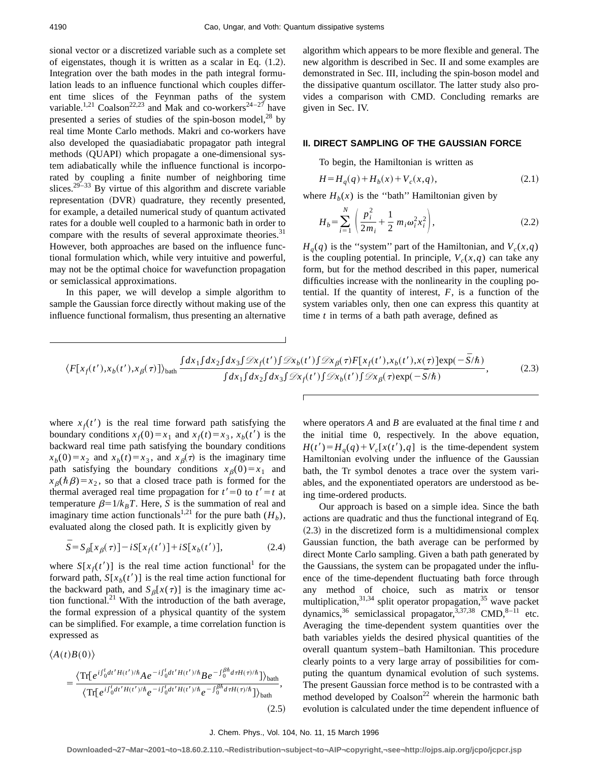sional vector or a discretized variable such as a complete set of eigenstates, though it is written as a scalar in Eq. (1.2). Integration over the bath modes in the path integral formulation leads to an influence functional which couples different time slices of the Feynman paths of the system variable.[1,21] Coalson[22,23] and Mak and co-workers[24–27] have presented a series of studies of the spin-boson model,[28] by real time Monte Carlo methods. Makri and co-workers have also developed the quasiadiabatic propagator path integral methods (QUAPI) which propagate a one-dimensional system adiabatically while the influence functional is incorporated by coupling a finite number of neighboring time slices.[29–33] By virtue of this algorithm and discrete variable representation (DVR) quadrature, they recently presented, for example, a detailed numerical study of quantum activated rates for a double well coupled to a harmonic bath in order to compare with the results of several approximate theories.[31] However, both approaches are based on the influence functional formulation which, while very intuitive and powerful, may not be the optimal choice for wavefunction propagation or semiclassical approximations.

In this paper, we will develop a simple algorithm to sample the Gaussian force directly without making use of the influence functional formalism, thus presenting an alternative algorithm which appears to be more flexible and general. The new algorithm is described in Sec. II and some examples are demonstrated in Sec. III, including the spin-boson model and the dissipative quantum oscillator. The latter study also provides a comparison with CMD. Concluding remarks are given in Sec. IV.

## II. DIRECT SAMPLING OF THE GAUSSIAN FORCE

To begin, the Hamiltonian is written as

$$H = H_q(q) + H_b(x) + V_c(x,q), \tag{2.1}$$

where $H_b(x)$ is the ''bath'' Hamiltonian given by

$$H_b = \sum_{i=1}^{N} \left( \frac{p_i^2}{2m_i} + \frac{1}{2} m_i \omega_i^2 x_i^2 \right), \tag{2.2}$$

$H_q(q)$ is the ''system'' part of the Hamiltonian, and $V_c(x,q)$ is the coupling potential. In principle, $V_c(x,q)$ can take any form, but for the method described in this paper, numerical difficulties increase with the nonlinearity in the coupling potential. If the quantity of interest, $F$, is a function of the system variables only, then one can express this quantity at time $t$ in terms of a bath path average, defined as

$$\langle F[x_f(t'),x_b(t'),x_\beta(\tau)]\rangle_{\text{bath}} \frac{\int dx_1 \int dx_2 \int dx_3 \int \mathscr{D}x_f(t') \int \mathscr{D}x_b(t') \int \mathscr{D}x_\beta(\tau) F[x_f(t'),x_b(t'),x(\tau)] \exp(-\bar{S}/\hbar)}{\int dx_1 \int dx_2 \int dx_3 \int \mathscr{D}x_f(t') \int \mathscr{D}x_b(t') \int \mathscr{D}x_\beta(\tau) \exp(-\bar{S}/\hbar)}, \tag{2.3}$$

where $x_f(t')$ is the real time forward path satisfying the boundary conditions $x_f(0)=x_1$ and $x_f(t)=x_3$, $x_b(t')$ is the backward real time path satisfying the boundary conditions $x_b(0)=x_2$ and $x_b(t)=x_3$, and $x_\beta(\tau)$ is the imaginary time path satisfying the boundary conditions $x_\beta(0)=x_1$ and $x_\beta(\hbar\beta)=x_2$, so that a closed trace path is formed for the thermal averaged real time propagation for $t'=0$ to $t'=t$ at temperature $\beta=1/k_BT$. Here, $\bar{S}$ is the summation of real and imaginary time action functionals[1,21] for the pure bath ($H_b$), evaluated along the closed path. It is explicitly given by

$$\bar{S} = S_\beta[x_\beta(\tau)] - iS[x_f(t')] + iS[x_b(t')], \tag{2.4}$$

where $S[x_f(t')]$ is the real time action functional[1] for the forward path, $S[x_b(t')]$ is the real time action functional for the backward path, and $S_\beta[x(\tau)]$ is the imaginary time action functional.[21] With the introduction of the bath average, the formal expression of a physical quantity of the system can be simplified. For example, a time correlation function is expressed as

$$\langle A(t)B(0)\rangle = \frac{\langle \mathrm{Tr}[e^{i\int_0^t dt' H(t')/\hbar} A e^{-i\int_0^t dt' H(t')/\hbar} B e^{-\int_0^{\beta\hbar} d\tau H(\tau)/\hbar}]\rangle_{\text{bath}}}{\langle \mathrm{Tr}[e^{i\int_0^t dt' H(t')/\hbar} e^{-i\int_0^t dt' H(t')/\hbar} e^{-\int_0^{\beta\hbar} d\tau H(\tau)/\hbar}]\rangle_{\text{bath}}}, \tag{2.5}$$

where operators $A$ and $B$ are evaluated at the final time $t$ and the initial time 0, respectively. In the above equation, $H(t') = H_q(q) + V_c[x(t'),q]$ is the time-dependent system Hamiltonian evolving under the influence of the Gaussian bath, the Tr symbol denotes a trace over the system variables, and the exponentiated operators are understood as being time-ordered products.

Our approach is based on a simple idea. Since the bath actions are quadratic and thus the functional integrand of Eq. (2.3) in the discretized form is a multidimensional complex Gaussian function, the bath average can be performed by direct Monte Carlo sampling. Given a bath path generated by the Gaussians, the system can be propagated under the influence of the time-dependent fluctuating bath force through any method of choice, such as matrix or tensor multiplication,[31,34] split operator propagation,[35] wave packet dynamics,[36] semiclassical propagator,[3,37,38] CMD,[8–11] etc. Averaging the time-dependent system quantities over the bath variables yields the desired physical quantities of the overall quantum system–bath Hamiltonian. This procedure clearly points to a very large array of possibilities for computing the quantum dynamical evolution of such systems. The present Gaussian force method is to be contrasted with a method developed by Coalson[22] wherein the harmonic bath evolution is calculated under the time dependent influence of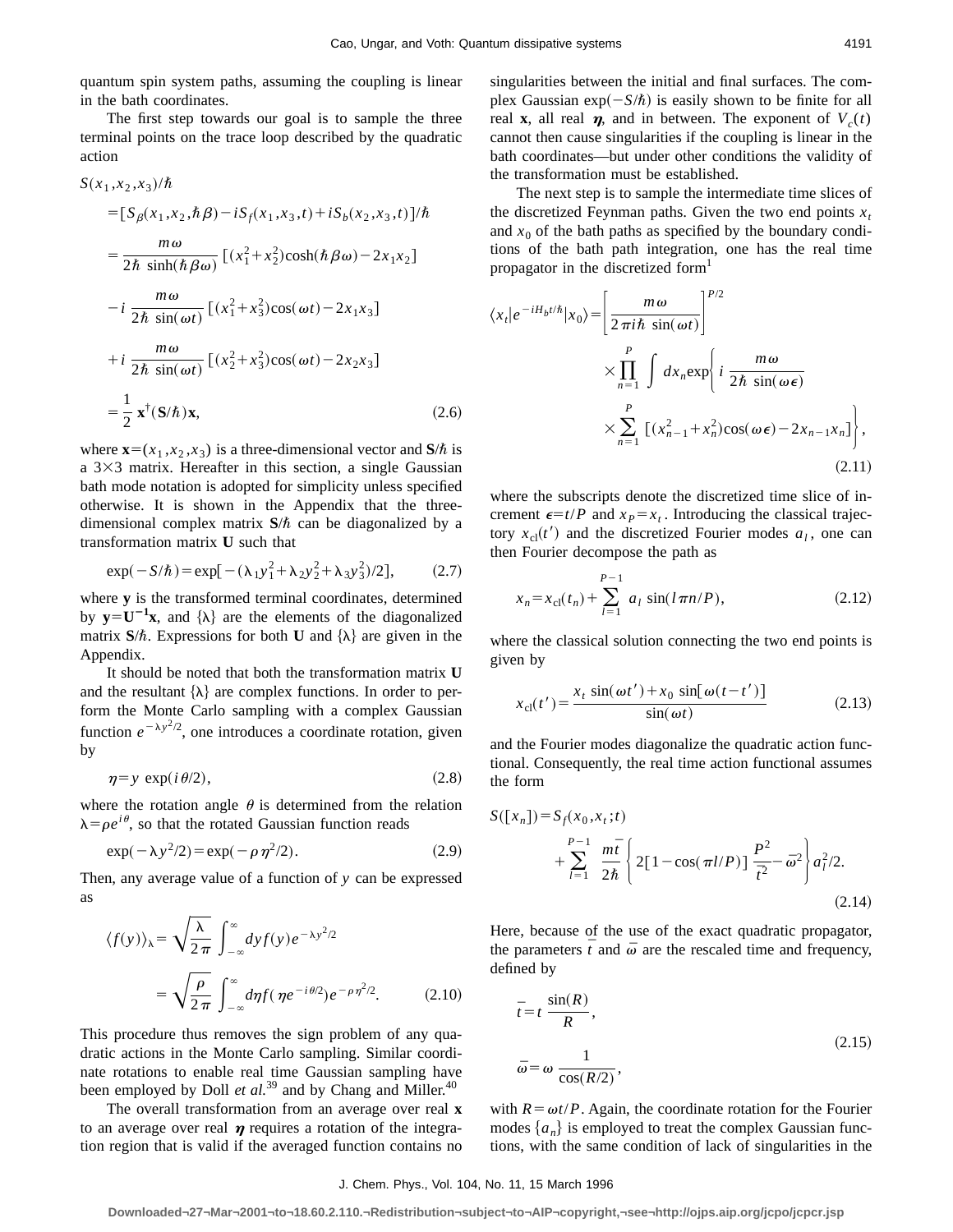quantum spin system paths, assuming the coupling is linear in the bath coordinates.

The first step towards our goal is to sample the three terminal points on the trace loop described by the quadratic action

$$
\begin{aligned}
S(x_1,x_2,x_3)/\hbar &= [S_\beta(x_1,x_2,\hbar\beta) - iS_f(x_1,x_3,t) + iS_b(x_2,x_3,t)]/\hbar \\
&= \frac{m\omega}{2\hbar\,\sinh(\hbar\beta\omega)}[(x_1^2+x_2^2)\cosh(\hbar\beta\omega) - 2x_1x_2] \\
&\quad - i\,\frac{m\omega}{2\hbar\,\sin(\omega t)}[(x_1^2+x_3^2)\cos(\omega t) - 2x_1x_3] \\
&\quad + i\,\frac{m\omega}{2\hbar\,\sin(\omega t)}[(x_2^2+x_3^2)\cos(\omega t) - 2x_2x_3] \\
&= \frac{1}{2}\,\mathbf{x}^\dagger(\mathbf{S}/\hbar)\mathbf{x},
\end{aligned}
\tag{2.6}
$$

where $\mathbf{x}=(x_1,x_2,x_3)$ is a three-dimensional vector and $\mathbf{S}/\hbar$ is a $3\times3$ matrix. Hereafter in this section, a single Gaussian bath mode notation is adopted for simplicity unless specified otherwise. It is shown in the Appendix that the three-dimensional complex matrix $\mathbf{S}/\hbar$ can be diagonalized by a transformation matrix $\mathbf{U}$ such that

$$
\exp(-S/\hbar) = \exp[-(\lambda_1 y_1^2 + \lambda_2 y_2^2 + \lambda_3 y_3^2)/2],
\tag{2.7}
$$

where $\mathbf{y}$ is the transformed terminal coordinates, determined by $\mathbf{y}=\mathbf{U}^{-1}\mathbf{x}$, and $\{\lambda\}$ are the elements of the diagonalized matrix $\mathbf{S}/\hbar$. Expressions for both $\mathbf{U}$ and $\{\lambda\}$ are given in the Appendix.

It should be noted that both the transformation matrix $\mathbf{U}$ and the resultant $\{\lambda\}$ are complex functions. In order to perform the Monte Carlo sampling with a complex Gaussian function $e^{-\lambda y^2/2}$, one introduces a coordinate rotation, given by

$$
\eta = y\,\exp(i\theta/2),
\tag{2.8}
$$

where the rotation angle $\theta$ is determined from the relation $\lambda=\rho e^{i\theta}$, so that the rotated Gaussian function reads

$$
\exp(-\lambda y^2/2) = \exp(-\rho\eta^2/2).
\tag{2.9}
$$

Then, any average value of a function of $y$ can be expressed as

$$
\begin{aligned}
\langle f(y)\rangle_\lambda &= \sqrt{\frac{\lambda}{2\pi}}\int_{-\infty}^{\infty} dy f(y) e^{-\lambda y^2/2} \\
&= \sqrt{\frac{\rho}{2\pi}}\int_{-\infty}^{\infty} d\eta f(\eta e^{-i\theta/2}) e^{-\rho\eta^2/2}.
\end{aligned}
\tag{2.10}
$$

This procedure thus removes the sign problem of any quadratic actions in the Monte Carlo sampling. Similar coordinate rotations to enable real time Gaussian sampling have been employed by Doll *et al.*[39] and by Chang and Miller.[40]

The overall transformation from an average over real $\mathbf{x}$ to an average over real $\boldsymbol{\eta}$ requires a rotation of the integration region that is valid if the averaged function contains no singularities between the initial and final surfaces. The complex Gaussian $\exp(-S/\hbar)$ is easily shown to be finite for all real $\mathbf{x}$, all real $\boldsymbol{\eta}$, and in between. The exponent of $V_c(t)$ cannot then cause singularities if the coupling is linear in the bath coordinates—but under other conditions the validity of the transformation must be established.

The next step is to sample the intermediate time slices of the discretized Feynman paths. Given the two end points $x_t$ and $x_0$ of the bath paths as specified by the boundary conditions of the bath path integration, one has the real time propagator in the discretized form[1]

$$
\begin{aligned}
\langle x_t|e^{-iH_bt/\hbar}|x_0\rangle &= \left[\frac{m\omega}{2\pi i\hbar\,\sin(\omega t)}\right]^{P/2} \\
&\quad \times \prod_{n=1}^{P}\int dx_n \exp\left\{ i\,\frac{m\omega}{2\hbar\,\sin(\omega\epsilon)} \right. \\
&\quad \left. \times \sum_{n=1}^{P}[(x_{n-1}^2 + x_n^2)\cos(\omega\epsilon) - 2x_{n-1}x_n]\right\},
\end{aligned}
\tag{2.11}
$$

where the subscripts denote the discretized time slice of increment $\epsilon=t/P$ and $x_P=x_t$. Introducing the classical trajectory $x_{\rm cl}(t')$ and the discretized Fourier modes $a_l$, one can then Fourier decompose the path as

$$
x_n = x_{\rm cl}(t_n) + \sum_{l=1}^{P-1} a_l \sin(l\pi n/P),
\tag{2.12}
$$

where the classical solution connecting the two end points is given by

$$
x_{\rm cl}(t') = \frac{x_t\sin(\omega t') + x_0\sin[\omega(t-t')]}{\sin(\omega t)}
\tag{2.13}
$$

and the Fourier modes diagonalize the quadratic action functional. Consequently, the real time action functional assumes the form

$$
\begin{aligned}
S([x_n]) &= S_f(x_0,x_t;t) \\
&\quad + \sum_{l=1}^{P-1}\frac{m\bar{t}}{2\hbar}\left\{2[1-\cos(\pi l/P)]\,\frac{P^2}{\bar{t}^2} - \bar{\omega}^2\right\} a_l^2/2.
\end{aligned}
\tag{2.14}
$$

Here, because of the use of the exact quadratic propagator, the parameters $\bar{t}$ and $\bar{\omega}$ are the rescaled time and frequency, defined by

$$
\begin{aligned}
\bar{t} &= t\,\frac{\sin(R)}{R}, \\
\bar{\omega} &= \omega\,\frac{1}{\cos(R/2)},
\end{aligned}
\tag{2.15}
$$

with $R=\omega t/P$. Again, the coordinate rotation for the Fourier modes $\{a_n\}$ is employed to treat the complex Gaussian functions, with the same condition of lack of singularities in the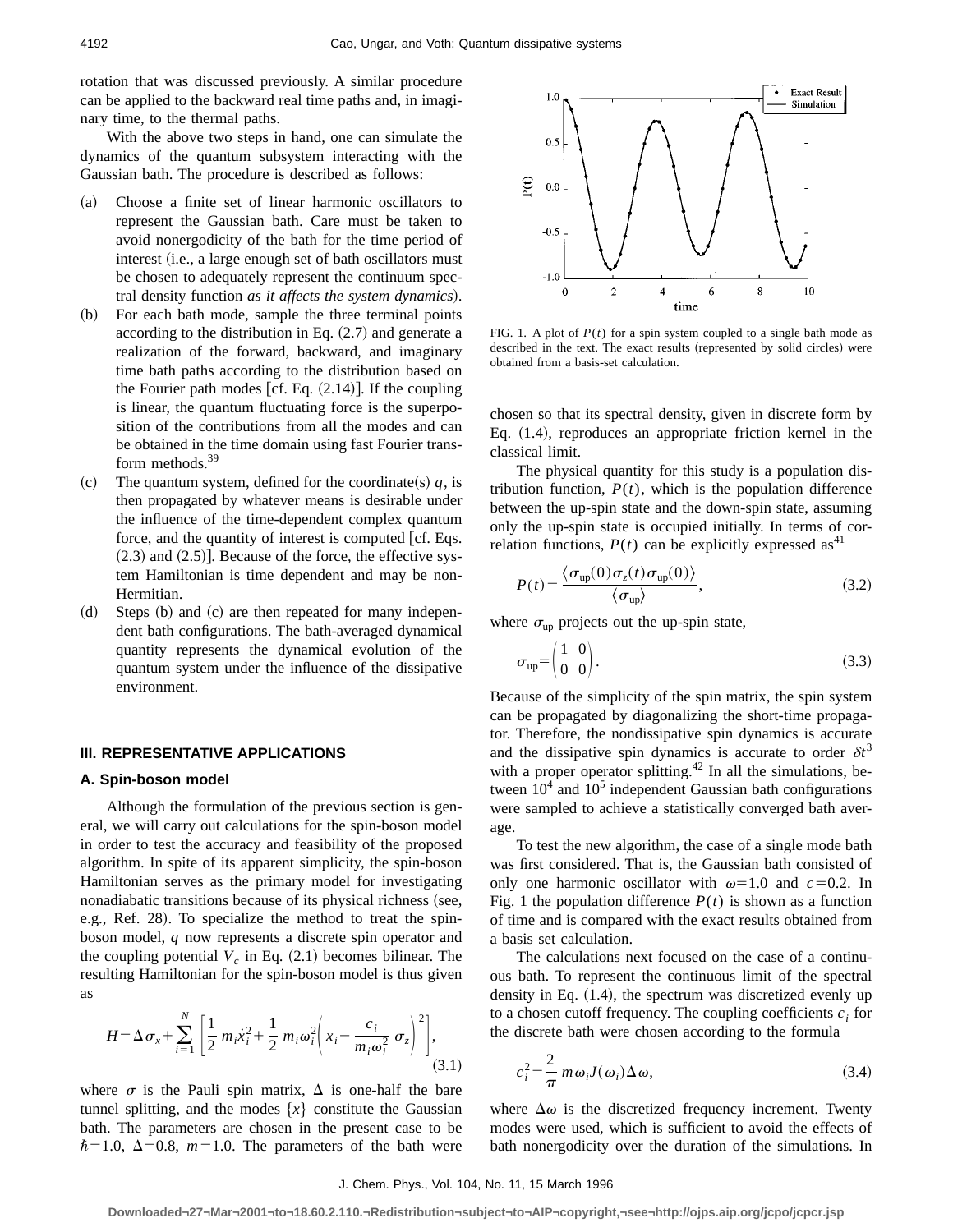rotation that was discussed previously. A similar procedure can be applied to the backward real time paths and, in imaginary time, to the thermal paths.

With the above two steps in hand, one can simulate the dynamics of the quantum subsystem interacting with the Gaussian bath. The procedure is described as follows:

(a) Choose a finite set of linear harmonic oscillators to represent the Gaussian bath. Care must be taken to avoid nonergodicity of the bath for the time period of interest (i.e., a large enough set of bath oscillators must be chosen to adequately represent the continuum spectral density function *as it affects the system dynamics*).

(b) For each bath mode, sample the three terminal points according to the distribution in Eq. (2.7) and generate a realization of the forward, backward, and imaginary time bath paths according to the distribution based on the Fourier path modes [cf. Eq. (2.14)]. If the coupling is linear, the quantum fluctuating force is the superposition of the contributions from all the modes and can be obtained in the time domain using fast Fourier transform methods.[39]

(c) The quantum system, defined for the coordinate(s) $q$, is then propagated by whatever means is desirable under the influence of the time-dependent complex quantum force, and the quantity of interest is computed [cf. Eqs. (2.3) and (2.5)]. Because of the force, the effective system Hamiltonian is time dependent and may be non-Hermitian.

(d) Steps (b) and (c) are then repeated for many independent bath configurations. The bath-averaged dynamical quantity represents the dynamical evolution of the quantum system under the influence of the dissipative environment.

## III. REPRESENTATIVE APPLICATIONS

### A. Spin-boson model

Although the formulation of the previous section is general, we will carry out calculations for the spin-boson model in order to test the accuracy and feasibility of the proposed algorithm. In spite of its apparent simplicity, the spin-boson Hamiltonian serves as the primary model for investigating nonadiabatic transitions because of its physical richness (see, e.g., Ref. 28). To specialize the method to treat the spin-boson model, $q$ now represents a discrete spin operator and the coupling potential $V_c$ in Eq. (2.1) becomes bilinear. The resulting Hamiltonian for the spin-boson model is thus given as

$$H=\Delta\sigma_x+\sum_{i=1}^{N}\left[\frac{1}{2}\,m_i\dot{x}_i^2+\frac{1}{2}\,m_i\omega_i^2\left(x_i-\frac{c_i}{m_i\omega_i^2}\,\sigma_z\right)^2\right], \tag{3.1}$$

where $\sigma$ is the Pauli spin matrix, $\Delta$ is one-half the bare tunnel splitting, and the modes $\{x\}$ constitute the Gaussian bath. The parameters are chosen in the present case to be $\hbar=1.0$, $\Delta=0.8$, $m=1.0$. The parameters of the bath were chosen so that its spectral density, given in discrete form by Eq. (1.4), reproduces an appropriate friction kernel in the classical limit.

FIG. 1. A plot of $P(t)$ for a spin system coupled to a single bath mode as described in the text. The exact results (represented by solid circles) were obtained from a basis-set calculation.

The physical quantity for this study is a population distribution function, $P(t)$, which is the population difference between the up-spin state and the down-spin state, assuming only the up-spin state is occupied initially. In terms of correlation functions, $P(t)$ can be explicitly expressed as[41]

$$P(t)=\frac{\langle\sigma_{\rm up}(0)\sigma_z(t)\sigma_{\rm up}(0)\rangle}{\langle\sigma_{\rm up}\rangle}, \tag{3.2}$$

where $\sigma_{\rm up}$ projects out the up-spin state,

$$\sigma_{\rm up}=\begin{pmatrix}1 & 0\\ 0 & 0\end{pmatrix}. \tag{3.3}$$

Because of the simplicity of the spin matrix, the spin system can be propagated by diagonalizing the short-time propagator. Therefore, the nondissipative spin dynamics is accurate and the dissipative spin dynamics is accurate to order $\delta t^3$ with a proper operator splitting.[42] In all the simulations, between $10^4$ and $10^5$ independent Gaussian bath configurations were sampled to achieve a statistically converged bath average.

To test the new algorithm, the case of a single mode bath was first considered. That is, the Gaussian bath consisted of only one harmonic oscillator with $\omega=1.0$ and $c=0.2$. In Fig. 1 the population difference $P(t)$ is shown as a function of time and is compared with the exact results obtained from a basis set calculation.

The calculations next focused on the case of a continuous bath. To represent the continuous limit of the spectral density in Eq. (1.4), the spectrum was discretized evenly up to a chosen cutoff frequency. The coupling coefficients $c_i$ for the discrete bath were chosen according to the formula

$$c_i^2=\frac{2}{\pi}\,m\omega_i J(\omega_i)\Delta\omega, \tag{3.4}$$

where $\Delta\omega$ is the discretized frequency increment. Twenty modes were used, which is sufficient to avoid the effects of bath nonergodicity over the duration of the simulations. In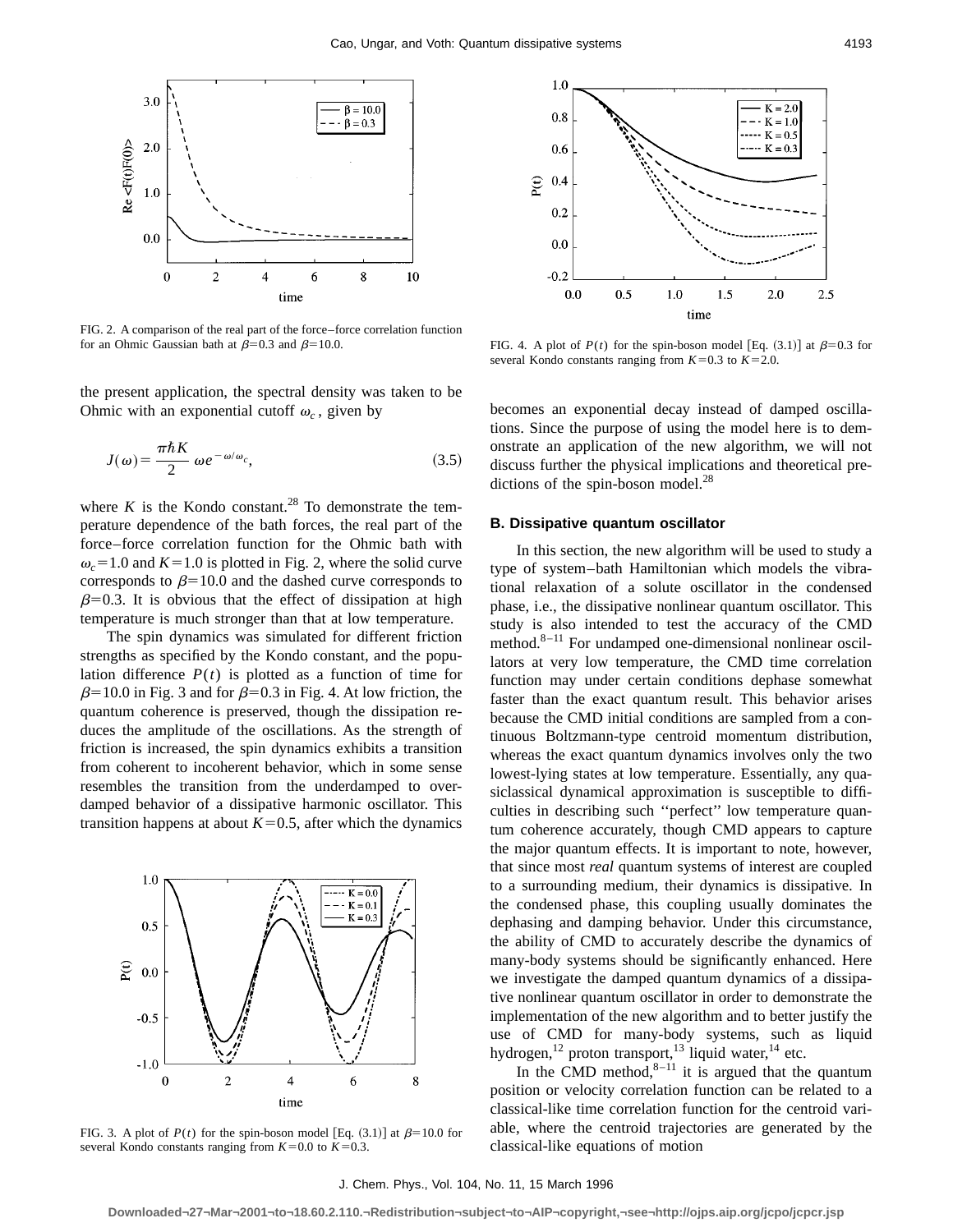FIG. 2. A comparison of the real part of the force–force correlation function for an Ohmic Gaussian bath at $\beta=0.3$ and $\beta=10.0$.

the present application, the spectral density was taken to be Ohmic with an exponential cutoff $\omega_c$, given by

$$J(\omega)=\frac{\pi\hbar K}{2}\,\omega e^{-\omega/\omega_c}, \tag{3.5}$$

where $K$ is the Kondo constant.[28] To demonstrate the temperature dependence of the bath forces, the real part of the force–force correlation function for the Ohmic bath with $\omega_c=1.0$ and $K=1.0$ is plotted in Fig. 2, where the solid curve corresponds to $\beta=10.0$ and the dashed curve corresponds to $\beta=0.3$. It is obvious that the effect of dissipation at high temperature is much stronger than that at low temperature.

The spin dynamics was simulated for different friction strengths as specified by the Kondo constant, and the population difference $P(t)$ is plotted as a function of time for $\beta=10.0$ in Fig. 3 and for $\beta=0.3$ in Fig. 4. At low friction, the quantum coherence is preserved, though the dissipation reduces the amplitude of the oscillations. As the strength of friction is increased, the spin dynamics exhibits a transition from coherent to incoherent behavior, which in some sense resembles the transition from the underdamped to overdamped behavior of a dissipative harmonic oscillator. This transition happens at about $K=0.5$, after which the dynamics becomes an exponential decay instead of damped oscillations. Since the purpose of using the model here is to demonstrate an application of the new algorithm, we will not discuss further the physical implications and theoretical predictions of the spin-boson model.[28]

FIG. 3. A plot of $P(t)$ for the spin-boson model [Eq. (3.1)] at $\beta=10.0$ for several Kondo constants ranging from $K=0.0$ to $K=0.3$.

FIG. 4. A plot of $P(t)$ for the spin-boson model [Eq. (3.1)] at $\beta=0.3$ for several Kondo constants ranging from $K=0.3$ to $K=2.0$.

### B. Dissipative quantum oscillator

In this section, the new algorithm will be used to study a type of system–bath Hamiltonian which models the vibrational relaxation of a solute oscillator in the condensed phase, i.e., the dissipative nonlinear quantum oscillator. This study is also intended to test the accuracy of the CMD method.[8–11] For undamped one-dimensional nonlinear oscillators at very low temperature, the CMD time correlation function may under certain conditions dephase somewhat faster than the exact quantum result. This behavior arises because the CMD initial conditions are sampled from a continuous Boltzmann-type centroid momentum distribution, whereas the exact quantum dynamics involves only the two lowest-lying states at low temperature. Essentially, any quasiclassical dynamical approximation is susceptible to difficulties in describing such ''perfect'' low temperature quantum coherence accurately, though CMD appears to capture the major quantum effects. It is important to note, however, that since most *real* quantum systems of interest are coupled to a surrounding medium, their dynamics is dissipative. In the condensed phase, this coupling usually dominates the dephasing and damping behavior. Under this circumstance, the ability of CMD to accurately describe the dynamics of many-body systems should be significantly enhanced. Here we investigate the damped quantum dynamics of a dissipative nonlinear quantum oscillator in order to demonstrate the implementation of the new algorithm and to better justify the use of CMD for many-body systems, such as liquid hydrogen,[12] proton transport,[13] liquid water,[14] etc.

In the CMD method,[8–11] it is argued that the quantum position or velocity correlation function can be related to a classical-like time correlation function for the centroid variable, where the centroid trajectories are generated by the classical-like equations of motion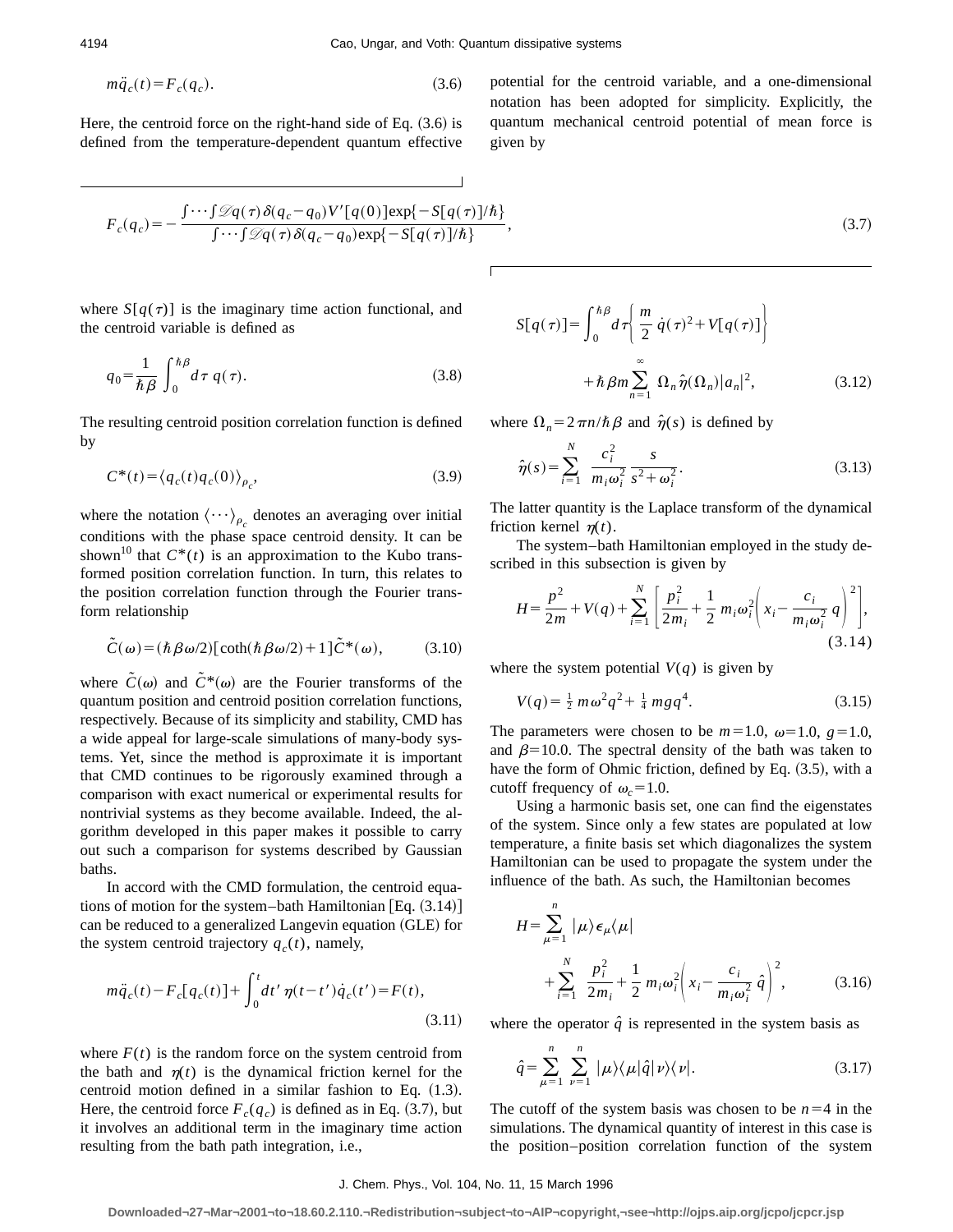$$m\ddot{q}_c(t) = F_c(q_c). \tag{3.6}$$

Here, the centroid force on the right-hand side of Eq. (3.6) is defined from the temperature-dependent quantum effective potential for the centroid variable, and a one-dimensional notation has been adopted for simplicity. Explicitly, the quantum mechanical centroid potential of mean force is given by

$$F_c(q_c) = -\frac{\int \cdots \int \mathscr{D}q(\tau)\,\delta(q_c - q_0)V'[q(0)]\exp\{-S[q(\tau)]/\hbar\}}{\int \cdots \int \mathscr{D}q(\tau)\,\delta(q_c - q_0)\exp\{-S[q(\tau)]/\hbar\}}, \tag{3.7}$$

where $S[q(\tau)]$ is the imaginary time action functional, and the centroid variable is defined as

$$q_0 = \frac{1}{\hbar\beta}\int_0^{\hbar\beta} d\tau\; q(\tau). \tag{3.8}$$

The resulting centroid position correlation function is defined by

$$C^*(t) = \langle q_c(t) q_c(0) \rangle_{\rho_c}, \tag{3.9}$$

where the notation $\langle \cdots \rangle_{\rho_c}$ denotes an averaging over initial conditions with the phase space centroid density. It can be shown[10] that $C^*(t)$ is an approximation to the Kubo transformed position correlation function. In turn, this relates to the position correlation function through the Fourier transform relationship

$$\tilde{C}(\omega) = (\hbar\beta\omega/2)[\coth(\hbar\beta\omega/2) + 1]\tilde{C}^*(\omega), \tag{3.10}$$

where $\tilde{C}(\omega)$ and $\tilde{C}^*(\omega)$ are the Fourier transforms of the quantum position and centroid position correlation functions, respectively. Because of its simplicity and stability, CMD has a wide appeal for large-scale simulations of many-body systems. Yet, since the method is approximate it is important that CMD continues to be rigorously examined through a comparison with exact numerical or experimental results for nontrivial systems as they become available. Indeed, the algorithm developed in this paper makes it possible to carry out such a comparison for systems described by Gaussian baths.

In accord with the CMD formulation, the centroid equations of motion for the system–bath Hamiltonian [Eq. (3.14)] can be reduced to a generalized Langevin equation (GLE) for the system centroid trajectory $q_c(t)$, namely,

$$m\ddot{q}_c(t) - F_c[q_c(t)] + \int_0^t dt'\,\eta(t-t')\dot{q}_c(t') = F(t), \tag{3.11}$$

where $F(t)$ is the random force on the system centroid from the bath and $\eta(t)$ is the dynamical friction kernel for the centroid motion defined in a similar fashion to Eq. (1.3). Here, the centroid force $F_c(q_c)$ is defined as in Eq. (3.7), but it involves an additional term in the imaginary time action resulting from the bath path integration, i.e.,

$$S[q(\tau)] = \int_0^{\hbar\beta} d\tau \left\{ \frac{m}{2}\,\dot{q}(\tau)^2 + V[q(\tau)] \right\} + \hbar\beta m \sum_{n=1}^{\infty} \Omega_n \hat{\eta}(\Omega_n)|a_n|^2, \tag{3.12}$$

where $\Omega_n = 2\pi n/\hbar\beta$ and $\hat{\eta}(s)$ is defined by

$$\hat{\eta}(s) = \sum_{i=1}^{N} \frac{c_i^2}{m_i\omega_i^2}\,\frac{s}{s^2+\omega_i^2}. \tag{3.13}$$

The latter quantity is the Laplace transform of the dynamical friction kernel $\eta(t)$.

The system–bath Hamiltonian employed in the study described in this subsection is given by

$$H = \frac{p^2}{2m} + V(q) + \sum_{i=1}^{N}\left[ \frac{p_i^2}{2m_i} + \frac{1}{2}\,m_i\omega_i^2\left( x_i - \frac{c_i}{m_i\omega_i^2}\,q \right)^2 \right], \tag{3.14}$$

where the system potential $V(q)$ is given by

$$V(q) = \tfrac{1}{2}\,m\omega^2 q^2 + \tfrac{1}{4}\,mgq^4. \tag{3.15}$$

The parameters were chosen to be $m=1.0$, $\omega=1.0$, $g=1.0$, and $\beta=10.0$. The spectral density of the bath was taken to have the form of Ohmic friction, defined by Eq. (3.5), with a cutoff frequency of $\omega_c = 1.0$.

Using a harmonic basis set, one can find the eigenstates of the system. Since only a few states are populated at low temperature, a finite basis set which diagonalizes the system Hamiltonian can be used to propagate the system under the influence of the bath. As such, the Hamiltonian becomes

$$H = \sum_{\mu=1}^{n} |\mu\rangle \epsilon_\mu \langle \mu| + \sum_{i=1}^{N} \frac{p_i^2}{2m_i} + \frac{1}{2}\,m_i\omega_i^2\left( x_i - \frac{c_i}{m_i\omega_i^2}\,\hat{q} \right)^2, \tag{3.16}$$

where the operator $\hat{q}$ is represented in the system basis as

$$\hat{q} = \sum_{\mu=1}^{n}\sum_{\nu=1}^{n} |\mu\rangle\langle\mu|\hat{q}|\nu\rangle\langle\nu|. \tag{3.17}$$

The cutoff of the system basis was chosen to be $n=4$ in the simulations. The dynamical quantity of interest in this case is the position–position correlation function of the system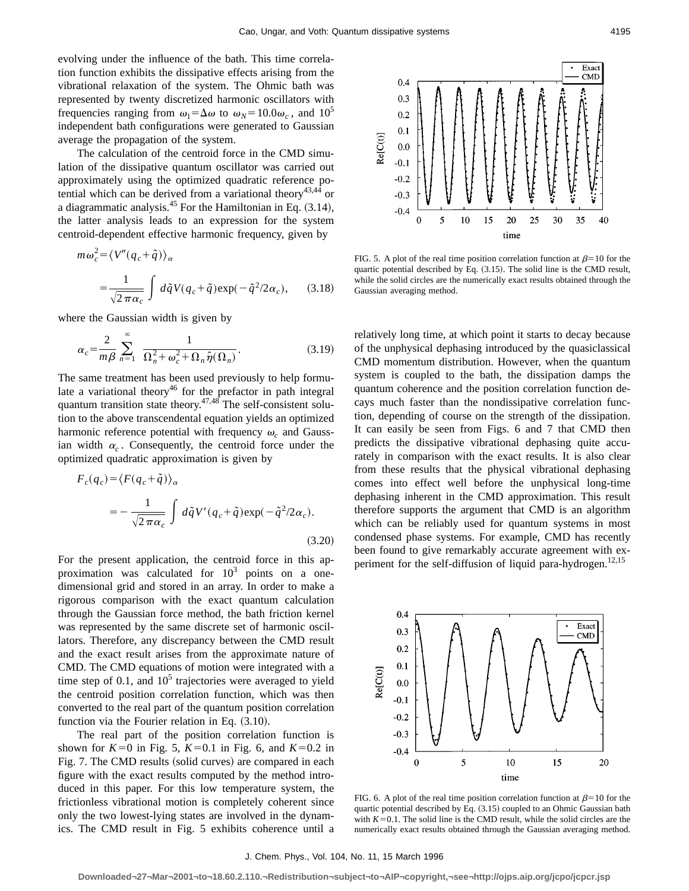evolving under the influence of the bath. This time correlation function exhibits the dissipative effects arising from the vibrational relaxation of the system. The Ohmic bath was represented by twenty discretized harmonic oscillators with frequencies ranging from $\omega_1=\Delta\omega$ to $\omega_N=10.0\omega_c$, and $10^5$ independent bath configurations were generated to Gaussian average the propagation of the system.

The calculation of the centroid force in the CMD simulation of the dissipative quantum oscillator was carried out approximately using the optimized quadratic reference potential which can be derived from a variational theory[43,44] or a diagrammatic analysis.[45] For the Hamiltonian in Eq. (3.14), the latter analysis leads to an expression for the system centroid-dependent effective harmonic frequency, given by

$$m\omega_c^2=\langle V''(q_c+\tilde{q})\rangle_\alpha$$
$$=\frac{1}{\sqrt{2\pi\alpha_c}}\int d\tilde{q}V(q_c+\tilde{q})\exp(-\tilde{q}^2/2\alpha_c), \qquad (3.18)$$

where the Gaussian width is given by

$$\alpha_c=\frac{2}{m\beta}\sum_{n=1}^{\infty}\frac{1}{\Omega_n^2+\omega_c^2+\Omega_n\hat{\eta}(\Omega_n)}. \qquad (3.19)$$

The same treatment has been used previously to help formulate a variational theory[46] for the prefactor in path integral quantum transition state theory.[47,48] The self-consistent solution to the above transcendental equation yields an optimized harmonic reference potential with frequency $\omega_c$ and Gaussian width $\alpha_c$. Consequently, the centroid force under the optimized quadratic approximation is given by

$$F_c(q_c)=\langle F(q_c+\tilde{q})\rangle_\alpha$$
$$=-\frac{1}{\sqrt{2\pi\alpha_c}}\int d\tilde{q}V'(q_c+\tilde{q})\exp(-\tilde{q}^2/2\alpha_c). \qquad (3.20)$$

For the present application, the centroid force in this approximation was calculated for $10^3$ points on a one-dimensional grid and stored in an array. In order to make a rigorous comparison with the exact quantum calculation through the Gaussian force method, the bath friction kernel was represented by the same discrete set of harmonic oscillators. Therefore, any discrepancy between the CMD result and the exact result arises from the approximate nature of CMD. The CMD equations of motion were integrated with a time step of 0.1, and $10^5$ trajectories were averaged to yield the centroid position correlation function, which was then converted to the real part of the quantum position correlation function via the Fourier relation in Eq. (3.10).

The real part of the position correlation function is shown for $K=0$ in Fig. 5, $K=0.1$ in Fig. 6, and $K=0.2$ in Fig. 7. The CMD results (solid curves) are compared in each figure with the exact results computed by the method introduced in this paper. For this low temperature system, the frictionless vibrational motion is completely coherent since only the two lowest-lying states are involved in the dynamics. The CMD result in Fig. 5 exhibits coherence until a relatively long time, at which point it starts to decay because of the unphysical dephasing introduced by the quasiclassical CMD momentum distribution. However, when the quantum system is coupled to the bath, the dissipation damps the quantum coherence and the position correlation function decays much faster than the nondissipative correlation function, depending of course on the strength of the dissipation. It can easily be seen from Figs. 6 and 7 that CMD then predicts the dissipative vibrational dephasing quite accurately in comparison with the exact results. It is also clear from these results that the physical vibrational dephasing comes into effect well before the unphysical long-time dephasing inherent in the CMD approximation. This result therefore supports the argument that CMD is an algorithm which can be reliably used for quantum systems in most condensed phase systems. For example, CMD has recently been found to give remarkably accurate agreement with experiment for the self-diffusion of liquid para-hydrogen.[12,15]

FIG. 5. A plot of the real time position correlation function at $\beta=10$ for the quartic potential described by Eq. (3.15). The solid line is the CMD result, while the solid circles are the numerically exact results obtained through the Gaussian averaging method.

FIG. 6. A plot of the real time position correlation function at $\beta=10$ for the quartic potential described by Eq. (3.15) coupled to an Ohmic Gaussian bath with $K=0.1$. The solid line is the CMD result, while the solid circles are the numerically exact results obtained through the Gaussian averaging method.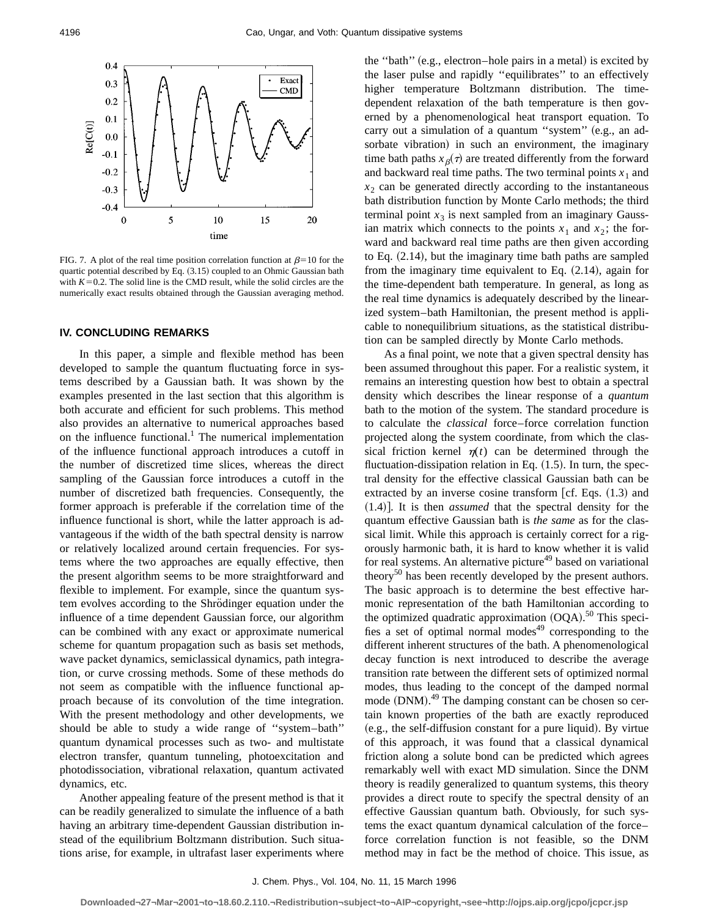Exact
CMD
Re[C(t)]
time
0.4
0.3
0.2
0.1
0.0
-0.1
-0.2
-0.3
-0.4
0
5
10
15
20

FIG. 7. A plot of the real time position correlation function at $\beta=10$ for the quartic potential described by Eq. (3.15) coupled to an Ohmic Gaussian bath with $K=0.2$. The solid line is the CMD result, while the solid circles are the numerically exact results obtained through the Gaussian averaging method.

## IV. CONCLUDING REMARKS

In this paper, a simple and flexible method has been developed to sample the quantum fluctuating force in systems described by a Gaussian bath. It was shown by the examples presented in the last section that this algorithm is both accurate and efficient for such problems. This method also provides an alternative to numerical approaches based on the influence functional.[1] The numerical implementation of the influence functional approach introduces a cutoff in the number of discretized time slices, whereas the direct sampling of the Gaussian force introduces a cutoff in the number of discretized bath frequencies. Consequently, the former approach is preferable if the correlation time of the influence functional is short, while the latter approach is advantageous if the width of the bath spectral density is narrow or relatively localized around certain frequencies. For systems where the two approaches are equally effective, then the present algorithm seems to be more straightforward and flexible to implement. For example, since the quantum system evolves according to the Shrödinger equation under the influence of a time dependent Gaussian force, our algorithm can be combined with any exact or approximate numerical scheme for quantum propagation such as basis set methods, wave packet dynamics, semiclassical dynamics, path integration, or curve crossing methods. Some of these methods do not seem as compatible with the influence functional approach because of its convolution of the time integration. With the present methodology and other developments, we should be able to study a wide range of ''system–bath'' quantum dynamical processes such as two- and multistate electron transfer, quantum tunneling, photoexcitation and photodissociation, vibrational relaxation, quantum activated dynamics, etc.

Another appealing feature of the present method is that it can be readily generalized to simulate the influence of a bath having an arbitrary time-dependent Gaussian distribution instead of the equilibrium Boltzmann distribution. Such situations arise, for example, in ultrafast laser experiments where the ''bath'' (e.g., electron–hole pairs in a metal) is excited by the laser pulse and rapidly ''equilibrates'' to an effectively higher temperature Boltzmann distribution. The time-dependent relaxation of the bath temperature is then governed by a phenomenological heat transport equation. To carry out a simulation of a quantum ''system'' (e.g., an adsorbate vibration) in such an environment, the imaginary time bath paths $x_{\beta}(\tau)$ are treated differently from the forward and backward real time paths. The two terminal points $x_1$ and $x_2$ can be generated directly according to the instantaneous bath distribution function by Monte Carlo methods; the third terminal point $x_3$ is next sampled from an imaginary Gaussian matrix which connects to the points $x_1$ and $x_2$; the forward and backward real time paths are then given according to Eq. (2.14), but the imaginary time bath paths are sampled from the imaginary time equivalent to Eq. (2.14), again for the time-dependent bath temperature. In general, as long as the real time dynamics is adequately described by the linearized system–bath Hamiltonian, the present method is applicable to nonequilibrium situations, as the statistical distribution can be sampled directly by Monte Carlo methods.

As a final point, we note that a given spectral density has been assumed throughout this paper. For a realistic system, it remains an interesting question how best to obtain a spectral density which describes the linear response of a *quantum* bath to the motion of the system. The standard procedure is to calculate the *classical* force–force correlation function projected along the system coordinate, from which the classical friction kernel $\eta(t)$ can be determined through the fluctuation-dissipation relation in Eq. (1.5). In turn, the spectral density for the effective classical Gaussian bath can be extracted by an inverse cosine transform [cf. Eqs. (1.3) and (1.4)]. It is then *assumed* that the spectral density for the quantum effective Gaussian bath is *the same* as for the classical limit. While this approach is certainly correct for a rigorously harmonic bath, it is hard to know whether it is valid for real systems. An alternative picture[49] based on variational theory[50] has been recently developed by the present authors. The basic approach is to determine the best effective harmonic representation of the bath Hamiltonian according to the optimized quadratic approximation (OQA).[50] This specifies a set of optimal normal modes[49] corresponding to the different inherent structures of the bath. A phenomenological decay function is next introduced to describe the average transition rate between the different sets of optimized normal modes, thus leading to the concept of the damped normal mode (DNM).[49] The damping constant can be chosen so certain known properties of the bath are exactly reproduced (e.g., the self-diffusion constant for a pure liquid). By virtue of this approach, it was found that a classical dynamical friction along a solute bond can be predicted which agrees remarkably well with exact MD simulation. Since the DNM theory is readily generalized to quantum systems, this theory provides a direct route to specify the spectral density of an effective Gaussian quantum bath. Obviously, for such systems the exact quantum dynamical calculation of the force–force correlation function is not feasible, so the DNM method may in fact be the method of choice. This issue, as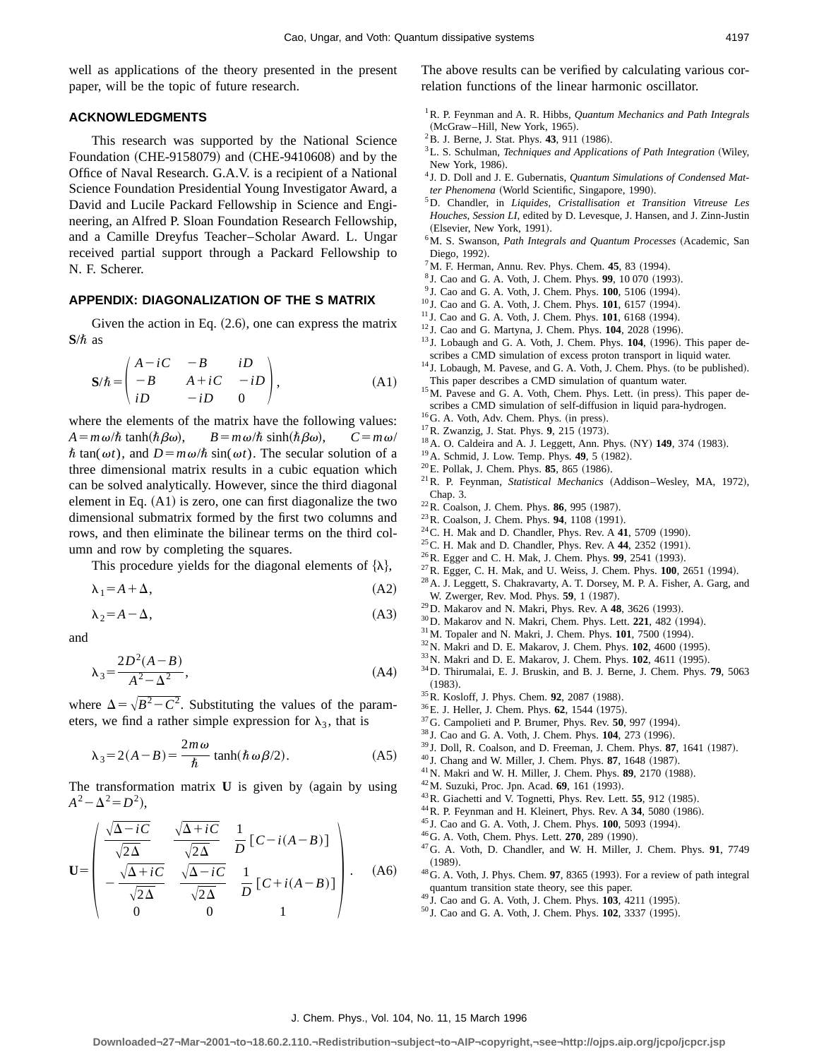well as applications of the theory presented in the present paper, will be the topic of future research.

## ACKNOWLEDGMENTS

This research was supported by the National Science Foundation (CHE-9158079) and (CHE-9410608) and by the Office of Naval Research. G.A.V. is a recipient of a National Science Foundation Presidential Young Investigator Award, a David and Lucile Packard Fellowship in Science and Engineering, an Alfred P. Sloan Foundation Research Fellowship, and a Camille Dreyfus Teacher–Scholar Award. L. Ungar received partial support through a Packard Fellowship to N. F. Scherer.

## APPENDIX: DIAGONALIZATION OF THE S MATRIX

Given the action in Eq. (2.6), one can express the matrix $\mathbf{S}/\hbar$ as

$$\mathbf{S}/\hbar = \begin{pmatrix} A-iC & -B & iD \\ -B & A+iC & -iD \\ iD & -iD & 0 \end{pmatrix}, \tag{A1}$$

where the elements of the matrix have the following values: $A = m\omega/\hbar \tanh(\hbar\beta\omega)$, $B = m\omega/\hbar \sinh(\hbar\beta\omega)$, $C = m\omega/\hbar \tan(\omega t)$, and $D = m\omega/\hbar \sin(\omega t)$. The secular solution of a three dimensional matrix results in a cubic equation which can be solved analytically. However, since the third diagonal element in Eq. (A1) is zero, one can first diagonalize the two dimensional submatrix formed by the first two columns and rows, and then eliminate the bilinear terms on the third column and row by completing the squares.

This procedure yields for the diagonal elements of $\{\lambda\}$,

$$\lambda_1 = A + \Delta, \tag{A2}$$

$$\lambda_2 = A - \Delta, \tag{A3}$$

and

$$\lambda_3 = \frac{2D^2(A-B)}{A^2 - \Delta^2}, \tag{A4}$$

where $\Delta = \sqrt{B^2 - C^2}$. Substituting the values of the parameters, we find a rather simple expression for $\lambda_3$, that is

$$\lambda_3 = 2(A-B) = \frac{2m\omega}{\hbar} \tanh(\hbar\omega\beta/2). \tag{A5}$$

The transformation matrix $\mathbf{U}$ is given by (again by using $A^2 - \Delta^2 = D^2$),

$$\mathbf{U} = \begin{pmatrix} \frac{\sqrt{\Delta - iC}}{\sqrt{2\Delta}} & \frac{\sqrt{\Delta + iC}}{\sqrt{2\Delta}} & \frac{1}{D}\left[C - i(A-B)\right] \\ -\frac{\sqrt{\Delta + iC}}{\sqrt{2\Delta}} & \frac{\sqrt{\Delta - iC}}{\sqrt{2\Delta}} & \frac{1}{D}\left[C + i(A-B)\right] \\ 0 & 0 & 1 \end{pmatrix}. \tag{A6}$$

The above results can be verified by calculating various correlation functions of the linear harmonic oscillator.

[1] R. P. Feynman and A. R. Hibbs, *Quantum Mechanics and Path Integrals* (McGraw–Hill, New York, 1965).
[2] B. J. Berne, J. Stat. Phys. **43**, 911 (1986).
[3] L. S. Schulman, *Techniques and Applications of Path Integration* (Wiley, New York, 1986).
[4] J. D. Doll and J. E. Gubernatis, *Quantum Simulations of Condensed Matter Phenomena* (World Scientific, Singapore, 1990).
[5] D. Chandler, in *Liquides, Cristallisation et Transition Vitreuse Les Houches, Session LI*, edited by D. Levesque, J. Hansen, and J. Zinn-Justin (Elsevier, New York, 1991).
[6] M. S. Swanson, *Path Integrals and Quantum Processes* (Academic, San Diego, 1992).
[7] M. F. Herman, Annu. Rev. Phys. Chem. **45**, 83 (1994).
[8] J. Cao and G. A. Voth, J. Chem. Phys. **99**, 10 070 (1993).
[9] J. Cao and G. A. Voth, J. Chem. Phys. **100**, 5106 (1994).
[10] J. Cao and G. A. Voth, J. Chem. Phys. **101**, 6157 (1994).
[11] J. Cao and G. A. Voth, J. Chem. Phys. **101**, 6168 (1994).
[12] J. Cao and G. Martyna, J. Chem. Phys. **104**, 2028 (1996).
[13] J. Lobaugh and G. A. Voth, J. Chem. Phys. **104**, (1996). This paper describes a CMD simulation of excess proton transport in liquid water.
[14] J. Lobaugh, M. Pavese, and G. A. Voth, J. Chem. Phys. (to be published). This paper describes a CMD simulation of quantum water.
[15] M. Pavese and G. A. Voth, Chem. Phys. Lett. (in press). This paper describes a CMD simulation of self-diffusion in liquid para-hydrogen.
[16] G. A. Voth, Adv. Chem. Phys. (in press).
[17] R. Zwanzig, J. Stat. Phys. **9**, 215 (1973).
[18] A. O. Caldeira and A. J. Leggett, Ann. Phys. (NY) **149**, 374 (1983).
[19] A. Schmid, J. Low. Temp. Phys. **49**, 5 (1982).
[20] E. Pollak, J. Chem. Phys. **85**, 865 (1986).
[21] R. P. Feynman, *Statistical Mechanics* (Addison–Wesley, MA, 1972), Chap. 3.
[22] R. Coalson, J. Chem. Phys. **86**, 995 (1987).
[23] R. Coalson, J. Chem. Phys. **94**, 1108 (1991).
[24] C. H. Mak and D. Chandler, Phys. Rev. A **41**, 5709 (1990).
[25] C. H. Mak and D. Chandler, Phys. Rev. A **44**, 2352 (1991).
[26] R. Egger and C. H. Mak, J. Chem. Phys. **99**, 2541 (1993).
[27] R. Egger, C. H. Mak, and U. Weiss, J. Chem. Phys. **100**, 2651 (1994).
[28] A. J. Leggett, S. Chakravarty, A. T. Dorsey, M. P. A. Fisher, A. Garg, and W. Zwerger, Rev. Mod. Phys. **59**, 1 (1987).
[29] D. Makarov and N. Makri, Phys. Rev. A **48**, 3626 (1993).
[30] D. Makarov and N. Makri, Chem. Phys. Lett. **221**, 482 (1994).
[31] M. Topaler and N. Makri, J. Chem. Phys. **101**, 7500 (1994).
[32] N. Makri and D. E. Makarov, J. Chem. Phys. **102**, 4600 (1995).
[33] N. Makri and D. E. Makarov, J. Chem. Phys. **102**, 4611 (1995).
[34] D. Thirumalai, E. J. Bruskin, and B. J. Berne, J. Chem. Phys. **79**, 5063 (1983).
[35] R. Kosloff, J. Phys. Chem. **92**, 2087 (1988).
[36] E. J. Heller, J. Chem. Phys. **62**, 1544 (1975).
[37] G. Campolieti and P. Brumer, Phys. Rev. **50**, 997 (1994).
[38] J. Cao and G. A. Voth, J. Chem. Phys. **104**, 273 (1996).
[39] J. Doll, R. Coalson, and D. Freeman, J. Chem. Phys. **87**, 1641 (1987).
[40] J. Chang and W. Miller, J. Chem. Phys. **87**, 1648 (1987).
[41] N. Makri and W. H. Miller, J. Chem. Phys. **89**, 2170 (1988).
[42] M. Suzuki, Proc. Jpn. Acad. **69**, 161 (1993).
[43] R. Giachetti and V. Tognetti, Phys. Rev. Lett. **55**, 912 (1985).
[44] R. P. Feynman and H. Kleinert, Phys. Rev. A **34**, 5080 (1986).
[45] J. Cao and G. A. Voth, J. Chem. Phys. **100**, 5093 (1994).
[46] G. A. Voth, Chem. Phys. Lett. **270**, 289 (1990).
[47] G. A. Voth, D. Chandler, and W. H. Miller, J. Chem. Phys. **91**, 7749 (1989).
[48] G. A. Voth, J. Phys. Chem. **97**, 8365 (1993). For a review of path integral quantum transition state theory, see this paper.
[49] J. Cao and G. A. Voth, J. Chem. Phys. **103**, 4211 (1995).
[50] J. Cao and G. A. Voth, J. Chem. Phys. **102**, 3337 (1995).